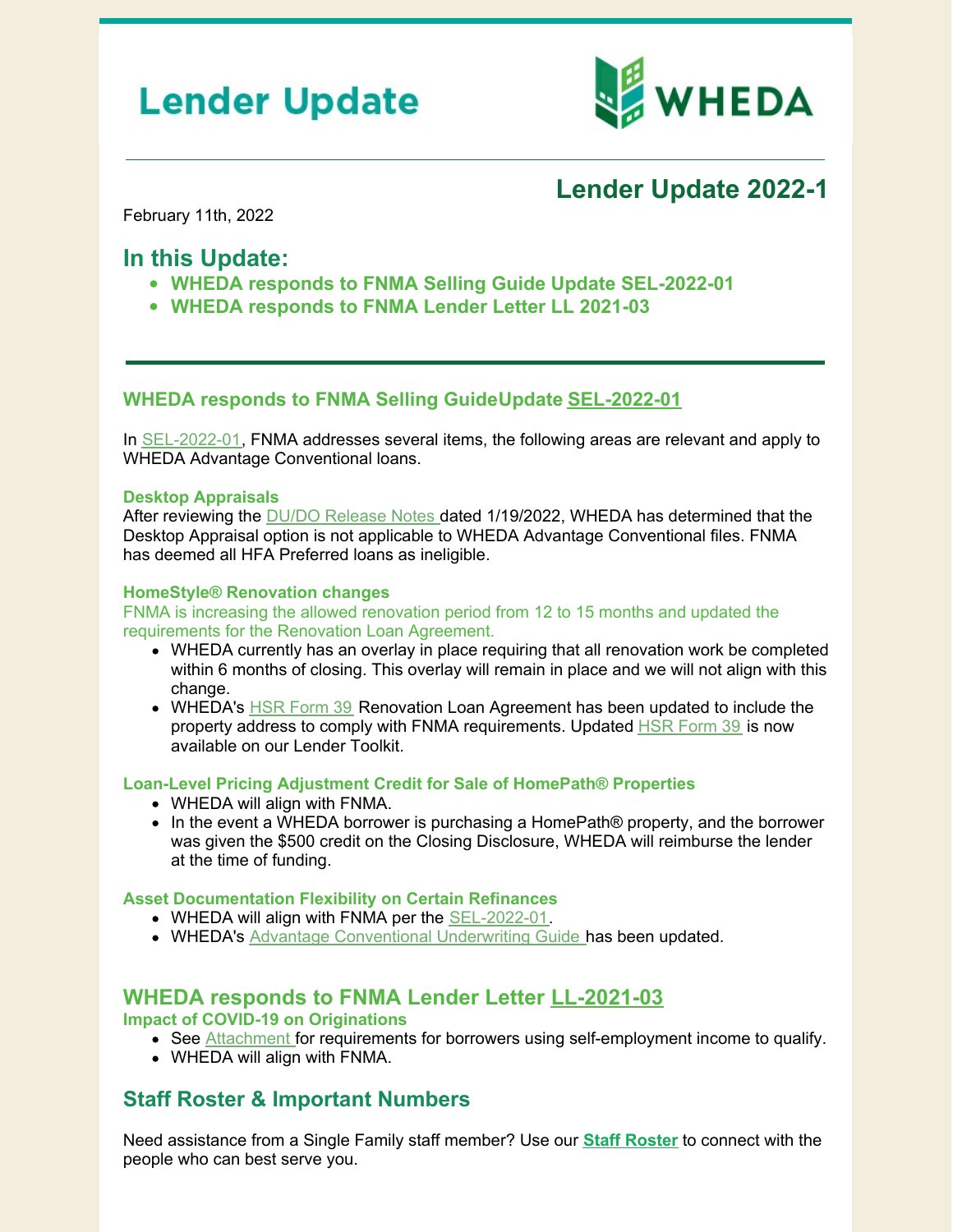# Lender Update

WHEDA

## Lender Update 2022-1

February 11th, 2022

## In this Update:

- **WHEDA responds to FNMA Selling Guide Update SEL-2022-01**
- **WHEDA responds to FNMA Lender Letter LL 2021-03**

---

### WHEDA responds to FNMA Selling GuideUpdate SEL-2022-01

In SEL-2022-01, FNMA addresses several items, the following areas are relevant and apply to WHEDA Advantage Conventional loans.

#### Desktop Appraisals

After reviewing the DU/DO Release Notes dated 1/19/2022, WHEDA has determined that the Desktop Appraisal option is not applicable to WHEDA Advantage Conventional files. FNMA has deemed all HFA Preferred loans as ineligible.

#### HomeStyle® Renovation changes

FNMA is increasing the allowed renovation period from 12 to 15 months and updated the requirements for the Renovation Loan Agreement.

- WHEDA currently has an overlay in place requiring that all renovation work be completed within 6 months of closing. This overlay will remain in place and we will not align with this change.
- WHEDA's HSR Form 39 Renovation Loan Agreement has been updated to include the property address to comply with FNMA requirements. Updated HSR Form 39 is now available on our Lender Toolkit.

#### Loan-Level Pricing Adjustment Credit for Sale of HomePath® Properties

- WHEDA will align with FNMA.
- In the event a WHEDA borrower is purchasing a HomePath® property, and the borrower was given the $500 credit on the Closing Disclosure, WHEDA will reimburse the lender at the time of funding.

#### Asset Documentation Flexibility on Certain Refinances

- WHEDA will align with FNMA per the SEL-2022-01.
- WHEDA's Advantage Conventional Underwriting Guide has been updated.

### WHEDA responds to FNMA Lender Letter LL-2021-03

#### Impact of COVID-19 on Originations

- See Attachment for requirements for borrowers using self-employment income to qualify.
- WHEDA will align with FNMA.

### Staff Roster & Important Numbers

Need assistance from a Single Family staff member? Use our **Staff Roster** to connect with the people who can best serve you.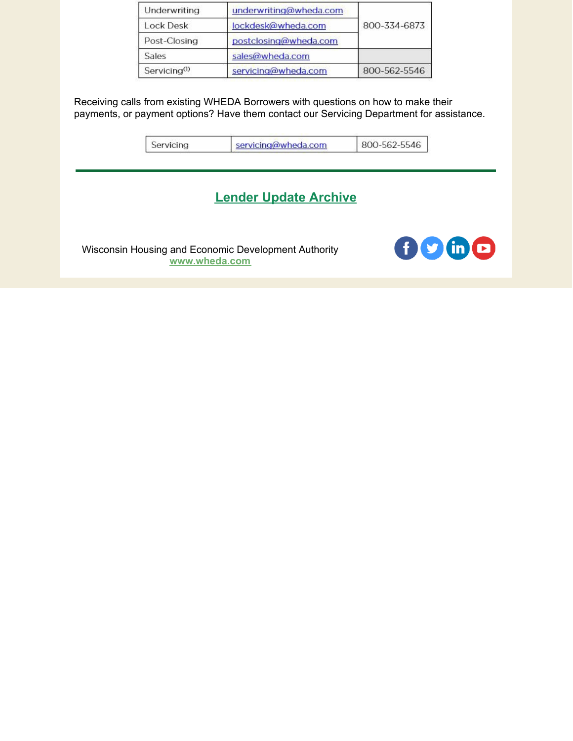| | | |
|---|---|---|
| Underwriting | underwriting@wheda.com | 800-334-6873 |
| Lock Desk | lockdesk@wheda.com | |
| Post-Closing | postclosing@wheda.com | |
| Sales | sales@wheda.com | |
| Servicing[1] | servicing@wheda.com | 800-562-5546 |

Receiving calls from existing WHEDA Borrowers with questions on how to make their payments, or payment options? Have them contact our Servicing Department for assistance.

| | | |
|---|---|---|
| Servicing | servicing@wheda.com | 800-562-5546 |

---

**Lender Update Archive**

Wisconsin Housing and Economic Development Authority
**www.wheda.com**